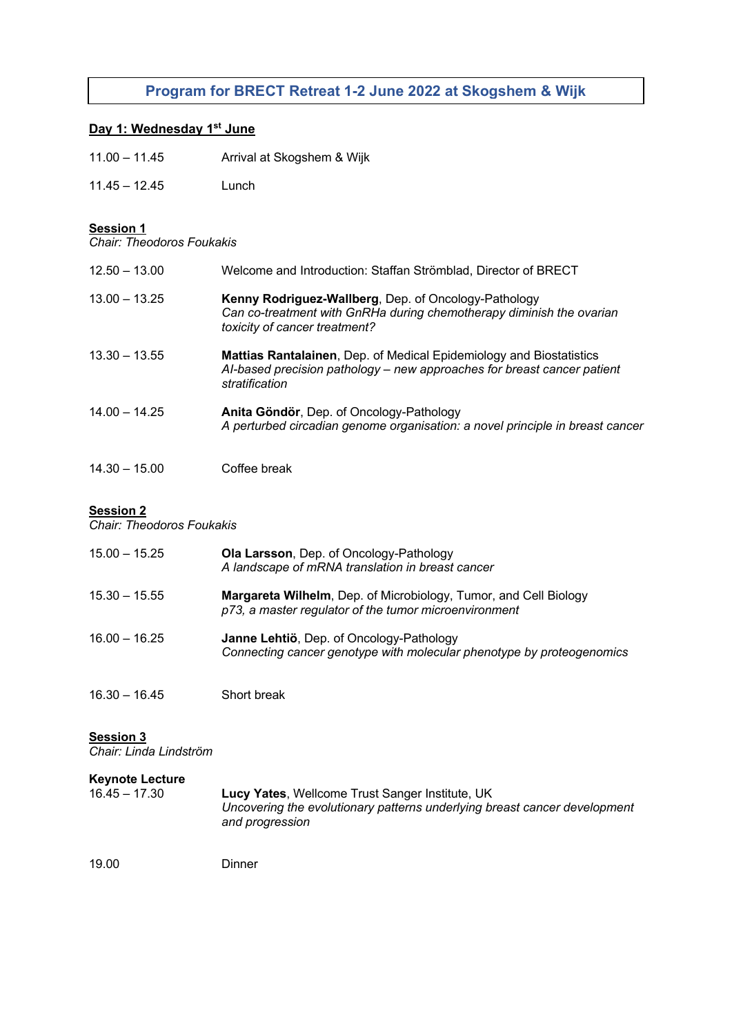# Program for BRECT Retreat 1-2 June 2022 at Skogshem & Wijk

## Day 1: Wednesday 1st June

11.00 – 11.45 Arrival at Skogshem & Wijk

11.45 – 12.45 Lunch

### Session 1

*Chair: Theodoros Foukakis*

12.50 – 13.00 Welcome and Introduction: Staffan Strömblad, Director of BRECT

13.00 – 13.25 **Kenny Rodriguez-Wallberg**, Dep. of Oncology-Pathology
*Can co-treatment with GnRHa during chemotherapy diminish the ovarian toxicity of cancer treatment?*

13.30 – 13.55 **Mattias Rantalainen**, Dep. of Medical Epidemiology and Biostatistics
*AI-based precision pathology – new approaches for breast cancer patient stratification*

14.00 – 14.25 **Anita Göndör**, Dep. of Oncology-Pathology
*A perturbed circadian genome organisation: a novel principle in breast cancer*

14.30 – 15.00 Coffee break

### Session 2

*Chair: Theodoros Foukakis*

15.00 – 15.25 **Ola Larsson**, Dep. of Oncology-Pathology
*A landscape of mRNA translation in breast cancer*

15.30 – 15.55 **Margareta Wilhelm**, Dep. of Microbiology, Tumor, and Cell Biology
*p73, a master regulator of the tumor microenvironment*

16.00 – 16.25 **Janne Lehtiö**, Dep. of Oncology-Pathology
*Connecting cancer genotype with molecular phenotype by proteogenomics*

16.30 – 16.45 Short break

### Session 3

*Chair: Linda Lindström*

**Keynote Lecture**

16.45 – 17.30 **Lucy Yates**, Wellcome Trust Sanger Institute, UK
*Uncovering the evolutionary patterns underlying breast cancer development and progression*

19.00 Dinner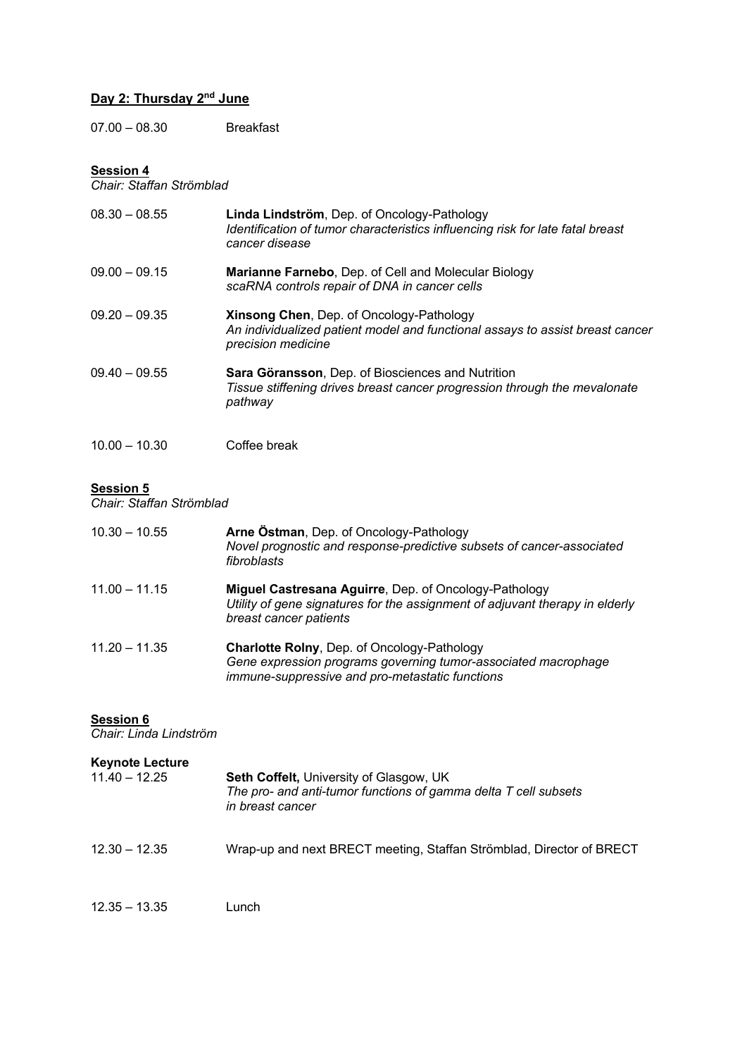## **Day 2: Thursday 2nd June**

07.00 – 08.30 Breakfast

**Session 4**

*Chair: Staffan Strömblad*

08.30 – 08.55 **Linda Lindström**, Dep. of Oncology-Pathology
*Identification of tumor characteristics influencing risk for late fatal breast cancer disease*

09.00 – 09.15 **Marianne Farnebo**, Dep. of Cell and Molecular Biology
*scaRNA controls repair of DNA in cancer cells*

09.20 – 09.35 **Xinsong Chen**, Dep. of Oncology-Pathology
*An individualized patient model and functional assays to assist breast cancer precision medicine*

09.40 – 09.55 **Sara Göransson**, Dep. of Biosciences and Nutrition
*Tissue stiffening drives breast cancer progression through the mevalonate pathway*

10.00 – 10.30 Coffee break

**Session 5**

*Chair: Staffan Strömblad*

10.30 – 10.55 **Arne Östman**, Dep. of Oncology-Pathology
*Novel prognostic and response-predictive subsets of cancer-associated fibroblasts*

11.00 – 11.15 **Miguel Castresana Aguirre**, Dep. of Oncology-Pathology
*Utility of gene signatures for the assignment of adjuvant therapy in elderly breast cancer patients*

11.20 – 11.35 **Charlotte Rolny**, Dep. of Oncology-Pathology
*Gene expression programs governing tumor-associated macrophage immune-suppressive and pro-metastatic functions*

**Session 6**

*Chair: Linda Lindström*

**Keynote Lecture**

11.40 – 12.25 **Seth Coffelt,** University of Glasgow, UK
*The pro- and anti-tumor functions of gamma delta T cell subsets in breast cancer*

12.30 – 12.35 Wrap-up and next BRECT meeting, Staffan Strömblad, Director of BRECT

12.35 – 13.35 Lunch